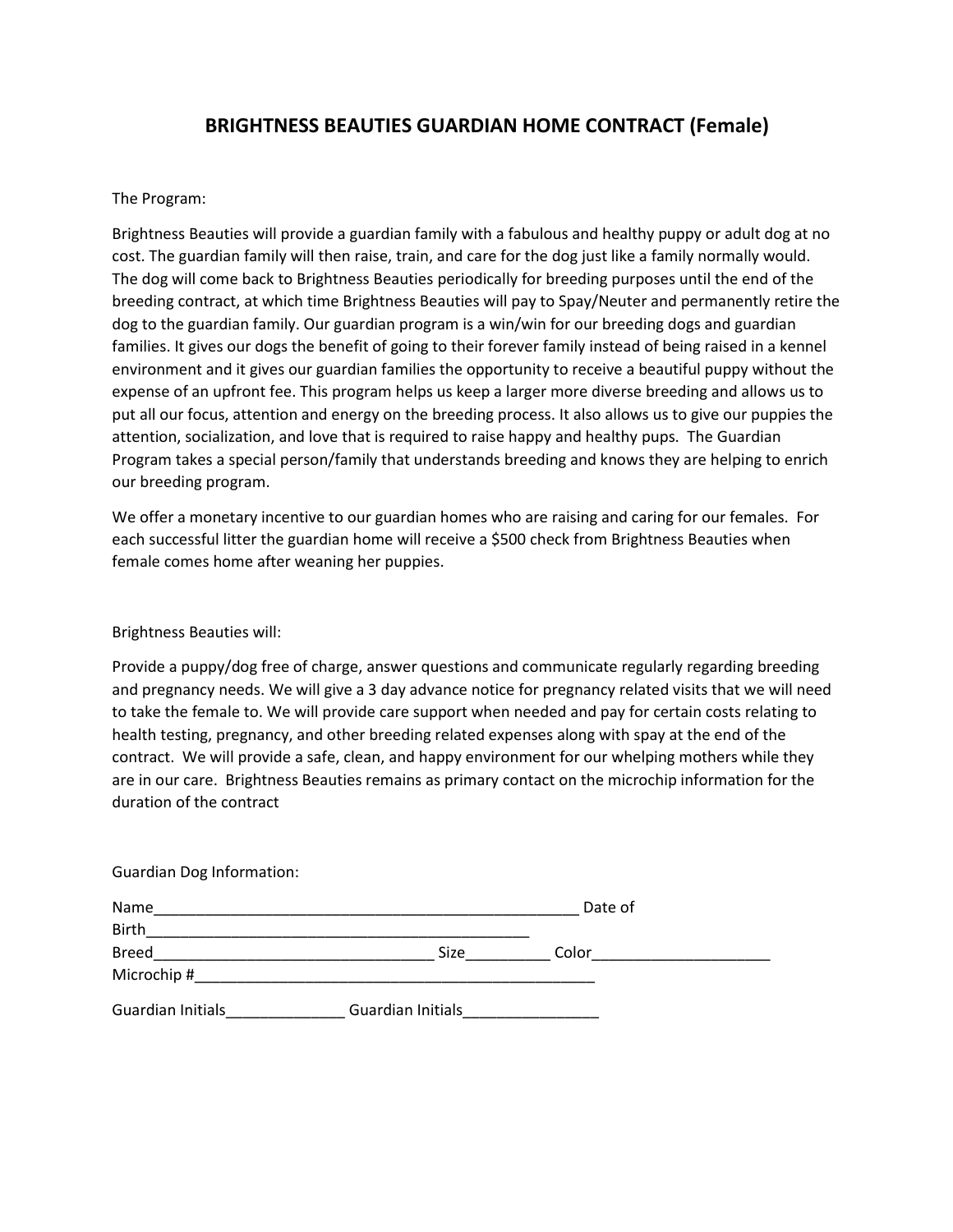## BRIGHTNESS BEAUTIES GUARDIAN HOME CONTRACT (Female)

The Program:

Brightness Beauties will provide a guardian family with a fabulous and healthy puppy or adult dog at no cost. The guardian family will then raise, train, and care for the dog just like a family normally would. The dog will come back to Brightness Beauties periodically for breeding purposes until the end of the breeding contract, at which time Brightness Beauties will pay to Spay/Neuter and permanently retire the dog to the guardian family. Our guardian program is a win/win for our breeding dogs and guardian families. It gives our dogs the benefit of going to their forever family instead of being raised in a kennel environment and it gives our guardian families the opportunity to receive a beautiful puppy without the expense of an upfront fee. This program helps us keep a larger more diverse breeding and allows us to put all our focus, attention and energy on the breeding process. It also allows us to give our puppies the attention, socialization, and love that is required to raise happy and healthy pups. The Guardian Program takes a special person/family that understands breeding and knows they are helping to enrich our breeding program.

We offer a monetary incentive to our guardian homes who are raising and caring for our females. For each successful litter the guardian home will receive a $500 check from Brightness Beauties when female comes home after weaning her puppies.

Brightness Beauties will:

Provide a puppy/dog free of charge, answer questions and communicate regularly regarding breeding and pregnancy needs. We will give a 3 day advance notice for pregnancy related visits that we will need to take the female to. We will provide care support when needed and pay for certain costs relating to health testing, pregnancy, and other breeding related expenses along with spay at the end of the contract. We will provide a safe, clean, and happy environment for our whelping mothers while they are in our care. Brightness Beauties remains as primary contact on the microchip information for the duration of the contract

Guardian Dog Information:

Name____________________________________________________ Date of Birth________________________________________________

Breed_________________________________ Size__________ Color_____________________

Microchip #_________________________________________________

Guardian Initials______________ Guardian Initials________________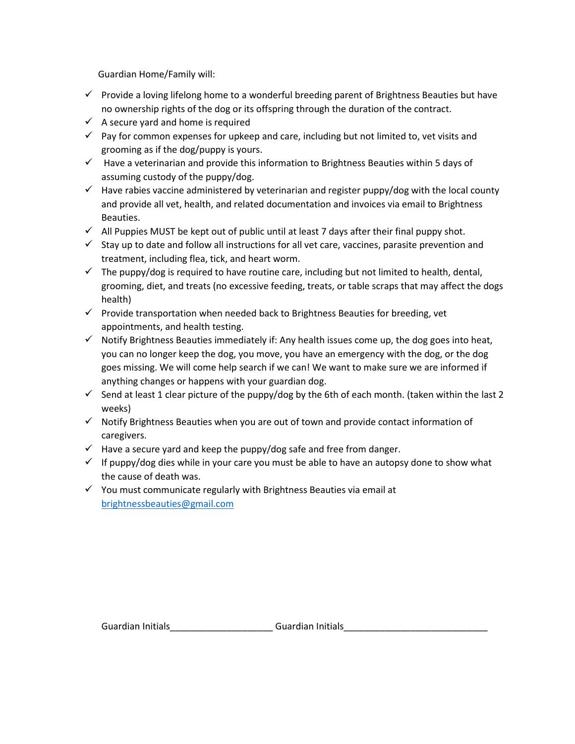Guardian Home/Family will:

- ✓ Provide a loving lifelong home to a wonderful breeding parent of Brightness Beauties but have no ownership rights of the dog or its offspring through the duration of the contract.
- ✓ A secure yard and home is required
- ✓ Pay for common expenses for upkeep and care, including but not limited to, vet visits and grooming as if the dog/puppy is yours.
- ✓ Have a veterinarian and provide this information to Brightness Beauties within 5 days of assuming custody of the puppy/dog.
- ✓ Have rabies vaccine administered by veterinarian and register puppy/dog with the local county and provide all vet, health, and related documentation and invoices via email to Brightness Beauties.
- ✓ All Puppies MUST be kept out of public until at least 7 days after their final puppy shot.
- ✓ Stay up to date and follow all instructions for all vet care, vaccines, parasite prevention and treatment, including flea, tick, and heart worm.
- ✓ The puppy/dog is required to have routine care, including but not limited to health, dental, grooming, diet, and treats (no excessive feeding, treats, or table scraps that may affect the dogs health)
- ✓ Provide transportation when needed back to Brightness Beauties for breeding, vet appointments, and health testing.
- ✓ Notify Brightness Beauties immediately if: Any health issues come up, the dog goes into heat, you can no longer keep the dog, you move, you have an emergency with the dog, or the dog goes missing. We will come help search if we can! We want to make sure we are informed if anything changes or happens with your guardian dog.
- ✓ Send at least 1 clear picture of the puppy/dog by the 6th of each month. (taken within the last 2 weeks)
- ✓ Notify Brightness Beauties when you are out of town and provide contact information of caregivers.
- ✓ Have a secure yard and keep the puppy/dog safe and free from danger.
- ✓ If puppy/dog dies while in your care you must be able to have an autopsy done to show what the cause of death was.
- ✓ You must communicate regularly with Brightness Beauties via email at brightnessbeauties@gmail.com

Guardian Initials____________________ Guardian Initials____________________________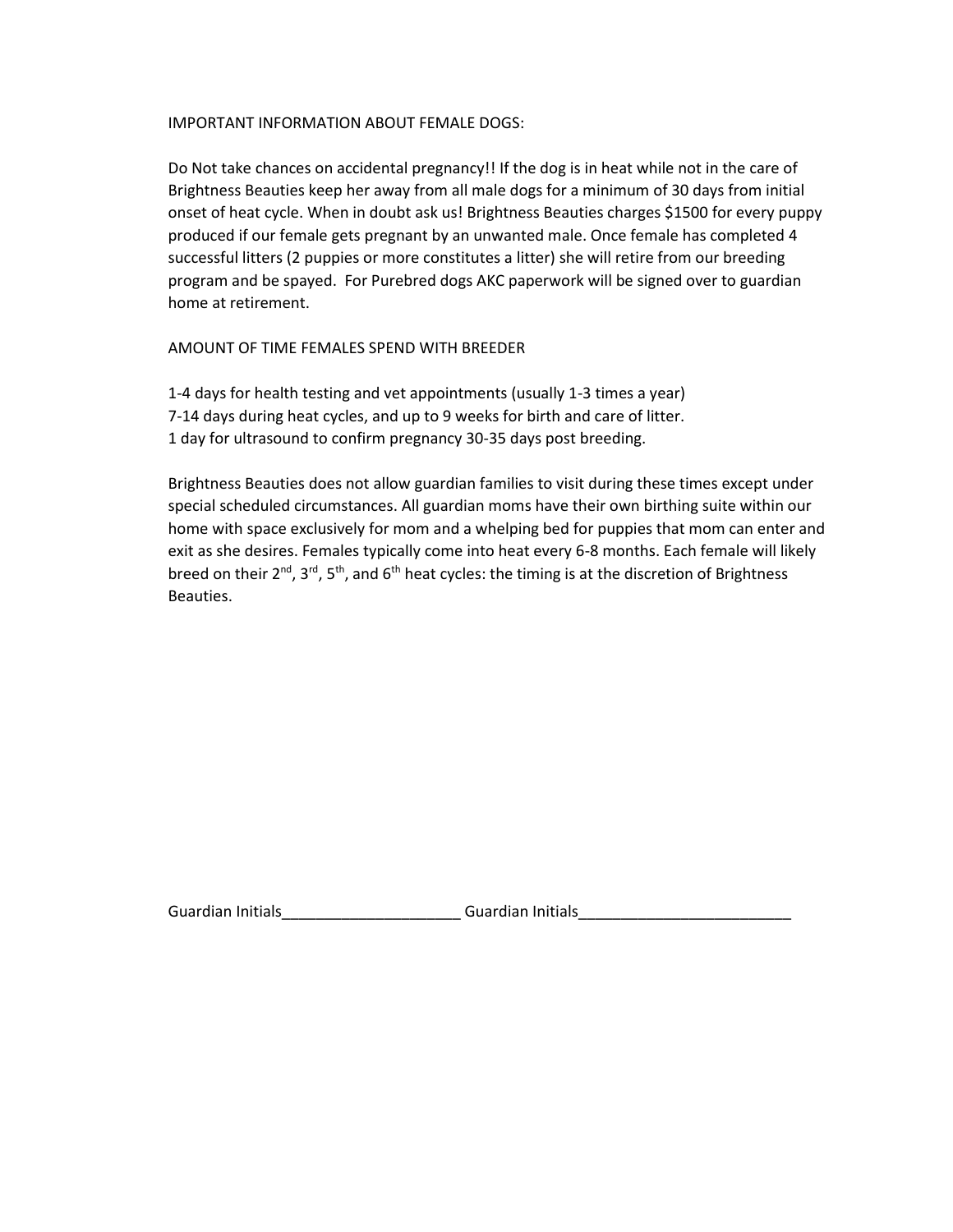IMPORTANT INFORMATION ABOUT FEMALE DOGS:

Do Not take chances on accidental pregnancy!! If the dog is in heat while not in the care of Brightness Beauties keep her away from all male dogs for a minimum of 30 days from initial onset of heat cycle. When in doubt ask us! Brightness Beauties charges $1500 for every puppy produced if our female gets pregnant by an unwanted male. Once female has completed 4 successful litters (2 puppies or more constitutes a litter) she will retire from our breeding program and be spayed. For Purebred dogs AKC paperwork will be signed over to guardian home at retirement.

AMOUNT OF TIME FEMALES SPEND WITH BREEDER

1-4 days for health testing and vet appointments (usually 1-3 times a year)
7-14 days during heat cycles, and up to 9 weeks for birth and care of litter.
1 day for ultrasound to confirm pregnancy 30-35 days post breeding.

Brightness Beauties does not allow guardian families to visit during these times except under special scheduled circumstances. All guardian moms have their own birthing suite within our home with space exclusively for mom and a whelping bed for puppies that mom can enter and exit as she desires. Females typically come into heat every 6-8 months. Each female will likely breed on their 2nd, 3rd, 5th, and 6th heat cycles: the timing is at the discretion of Brightness Beauties.

Guardian Initials_____________________ Guardian Initials_________________________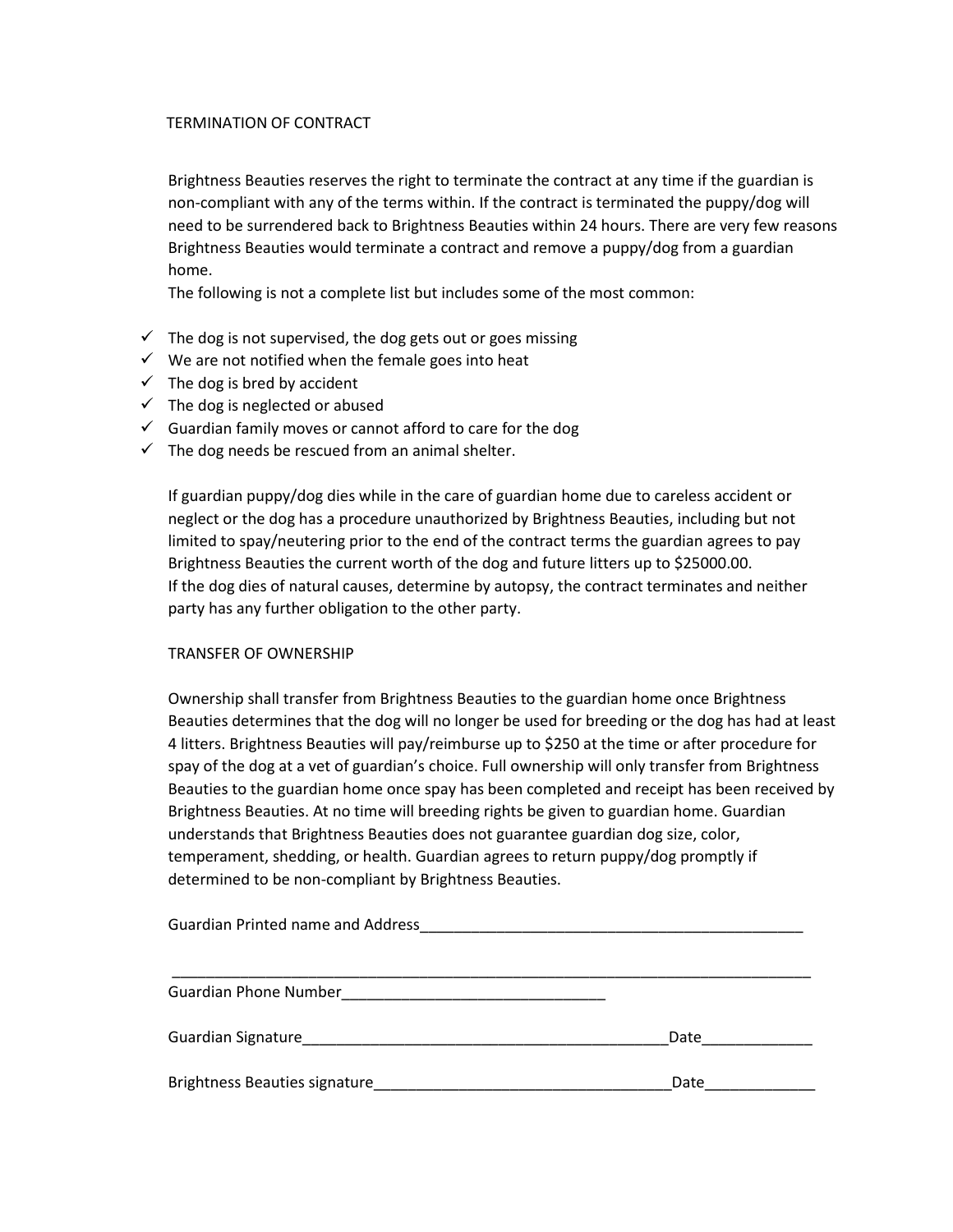## TERMINATION OF CONTRACT

Brightness Beauties reserves the right to terminate the contract at any time if the guardian is non-compliant with any of the terms within. If the contract is terminated the puppy/dog will need to be surrendered back to Brightness Beauties within 24 hours. There are very few reasons Brightness Beauties would terminate a contract and remove a puppy/dog from a guardian home.
The following is not a complete list but includes some of the most common:

- ✓ The dog is not supervised, the dog gets out or goes missing
- ✓ We are not notified when the female goes into heat
- ✓ The dog is bred by accident
- ✓ The dog is neglected or abused
- ✓ Guardian family moves or cannot afford to care for the dog
- ✓ The dog needs be rescued from an animal shelter.

If guardian puppy/dog dies while in the care of guardian home due to careless accident or neglect or the dog has a procedure unauthorized by Brightness Beauties, including but not limited to spay/neutering prior to the end of the contract terms the guardian agrees to pay Brightness Beauties the current worth of the dog and future litters up to $25000.00.
If the dog dies of natural causes, determine by autopsy, the contract terminates and neither party has any further obligation to the other party.

## TRANSFER OF OWNERSHIP

Ownership shall transfer from Brightness Beauties to the guardian home once Brightness Beauties determines that the dog will no longer be used for breeding or the dog has had at least 4 litters. Brightness Beauties will pay/reimburse up to $250 at the time or after procedure for spay of the dog at a vet of guardian's choice. Full ownership will only transfer from Brightness Beauties to the guardian home once spay has been completed and receipt has been received by Brightness Beauties. At no time will breeding rights be given to guardian home. Guardian understands that Brightness Beauties does not guarantee guardian dog size, color, temperament, shedding, or health. Guardian agrees to return puppy/dog promptly if determined to be non-compliant by Brightness Beauties.

Guardian Printed name and Address_______________________________________________

_______________________________________________________________________________

Guardian Phone Number_______________________________

Guardian Signature___________________________________________Date_____________

Brightness Beauties signature___________________________________Date_____________